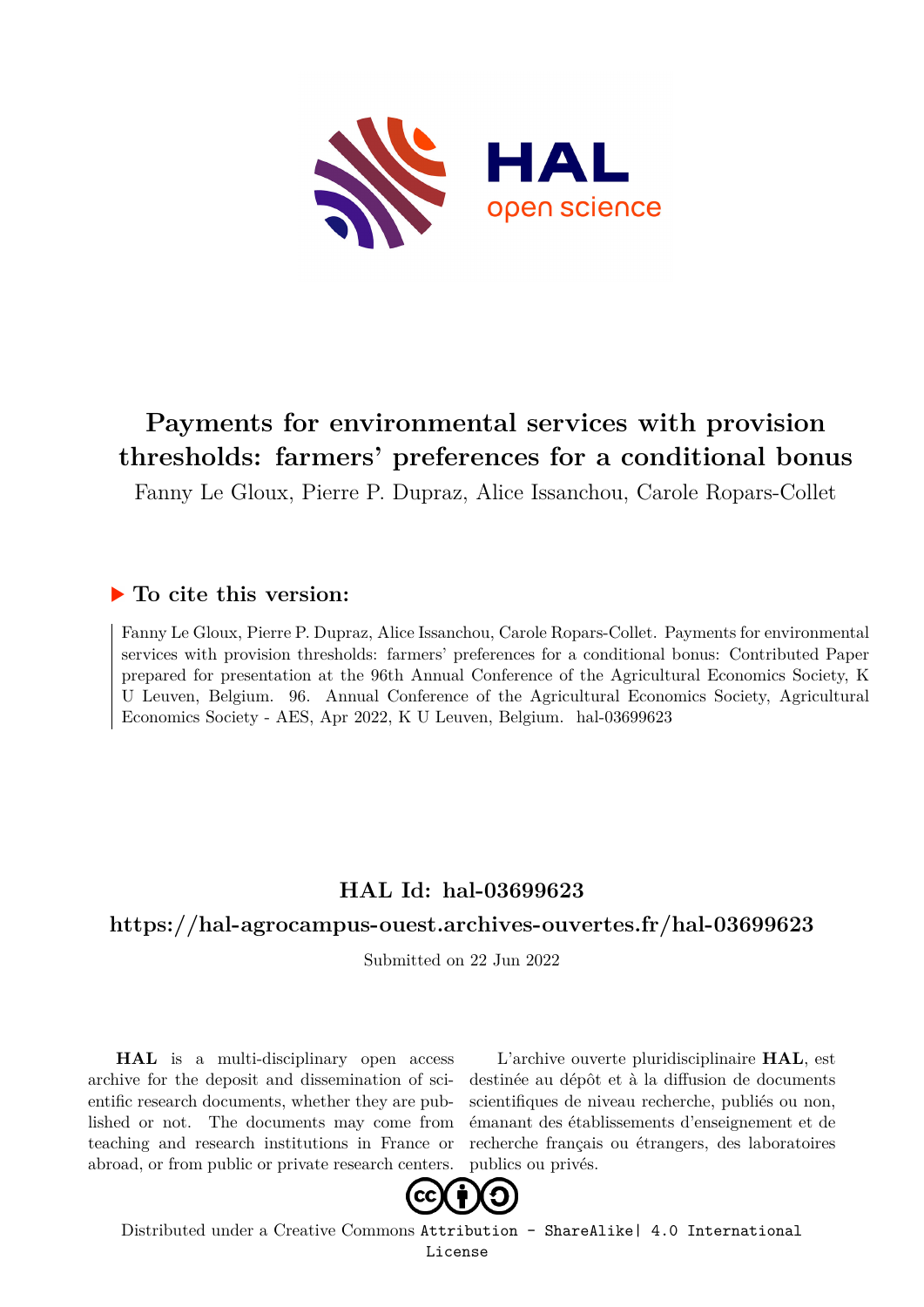# Payments for environmental services with provision thresholds: farmers' preferences for a conditional bonus

Fanny Le Gloux, Pierre P. Dupraz, Alice Issanchou, Carole Ropars-Collet

## ▶ To cite this version:

Fanny Le Gloux, Pierre P. Dupraz, Alice Issanchou, Carole Ropars-Collet. Payments for environmental services with provision thresholds: farmers' preferences for a conditional bonus: Contributed Paper prepared for presentation at the 96th Annual Conference of the Agricultural Economics Society, K U Leuven, Belgium. 96. Annual Conference of the Agricultural Economics Society, Agricultural Economics Society - AES, Apr 2022, K U Leuven, Belgium. hal-03699623

## HAL Id: hal-03699623

## https://hal-agrocampus-ouest.archives-ouvertes.fr/hal-03699623

Submitted on 22 Jun 2022

**HAL** is a multi-disciplinary open access archive for the deposit and dissemination of scientific research documents, whether they are published or not. The documents may come from teaching and research institutions in France or abroad, or from public or private research centers.

L'archive ouverte pluridisciplinaire **HAL**, est destinée au dépôt et à la diffusion de documents scientifiques de niveau recherche, publiés ou non, émanant des établissements d'enseignement et de recherche français ou étrangers, des laboratoires publics ou privés.

Distributed under a Creative Commons Attribution - ShareAlike| 4.0 International License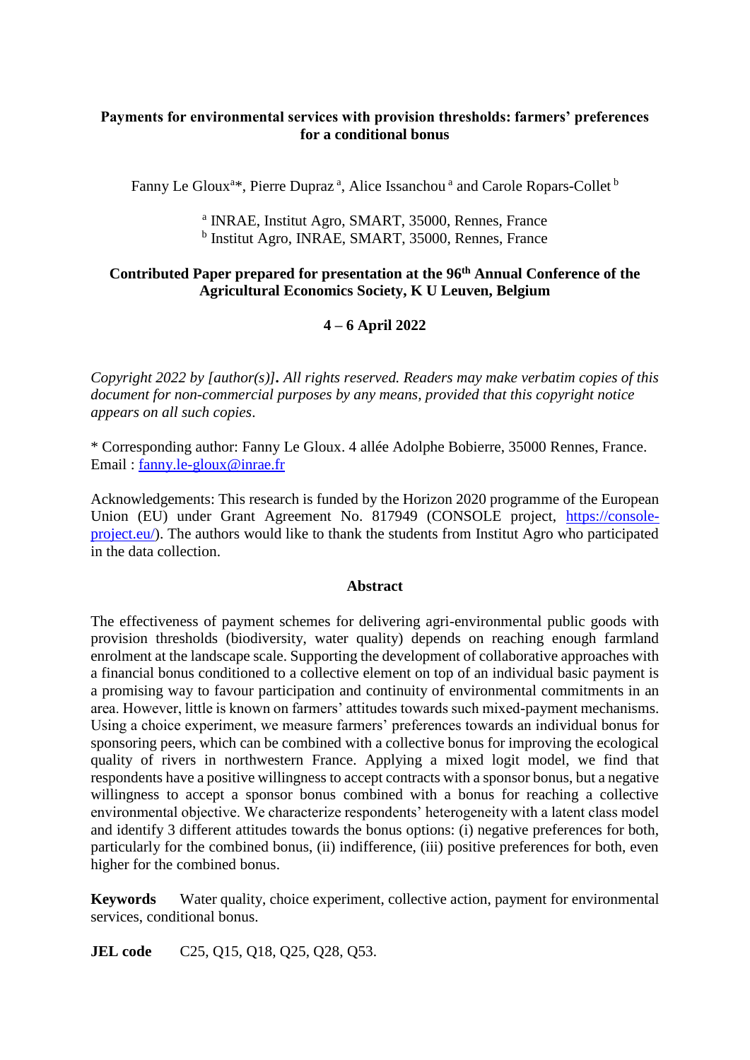**Payments for environmental services with provision thresholds: farmers' preferences for a conditional bonus**

Fanny Le Gloux[a]*, Pierre Dupraz [a], Alice Issanchou [a] and Carole Ropars-Collet [b]

[a] INRAE, Institut Agro, SMART, 35000, Rennes, France
[b] Institut Agro, INRAE, SMART, 35000, Rennes, France

**Contributed Paper prepared for presentation at the 96th Annual Conference of the Agricultural Economics Society, K U Leuven, Belgium**

**4 – 6 April 2022**

*Copyright 2022 by [author(s)]. All rights reserved. Readers may make verbatim copies of this document for non-commercial purposes by any means, provided that this copyright notice appears on all such copies.*

* Corresponding author: Fanny Le Gloux. 4 allée Adolphe Bobierre, 35000 Rennes, France. Email : fanny.le-gloux@inrae.fr

Acknowledgements: This research is funded by the Horizon 2020 programme of the European Union (EU) under Grant Agreement No. 817949 (CONSOLE project, https://console-project.eu/). The authors would like to thank the students from Institut Agro who participated in the data collection.

**Abstract**

The effectiveness of payment schemes for delivering agri-environmental public goods with provision thresholds (biodiversity, water quality) depends on reaching enough farmland enrolment at the landscape scale. Supporting the development of collaborative approaches with a financial bonus conditioned to a collective element on top of an individual basic payment is a promising way to favour participation and continuity of environmental commitments in an area. However, little is known on farmers' attitudes towards such mixed-payment mechanisms. Using a choice experiment, we measure farmers' preferences towards an individual bonus for sponsoring peers, which can be combined with a collective bonus for improving the ecological quality of rivers in northwestern France. Applying a mixed logit model, we find that respondents have a positive willingness to accept contracts with a sponsor bonus, but a negative willingness to accept a sponsor bonus combined with a bonus for reaching a collective environmental objective. We characterize respondents' heterogeneity with a latent class model and identify 3 different attitudes towards the bonus options: (i) negative preferences for both, particularly for the combined bonus, (ii) indifference, (iii) positive preferences for both, even higher for the combined bonus.

**Keywords** Water quality, choice experiment, collective action, payment for environmental services, conditional bonus.

**JEL code** C25, Q15, Q18, Q25, Q28, Q53.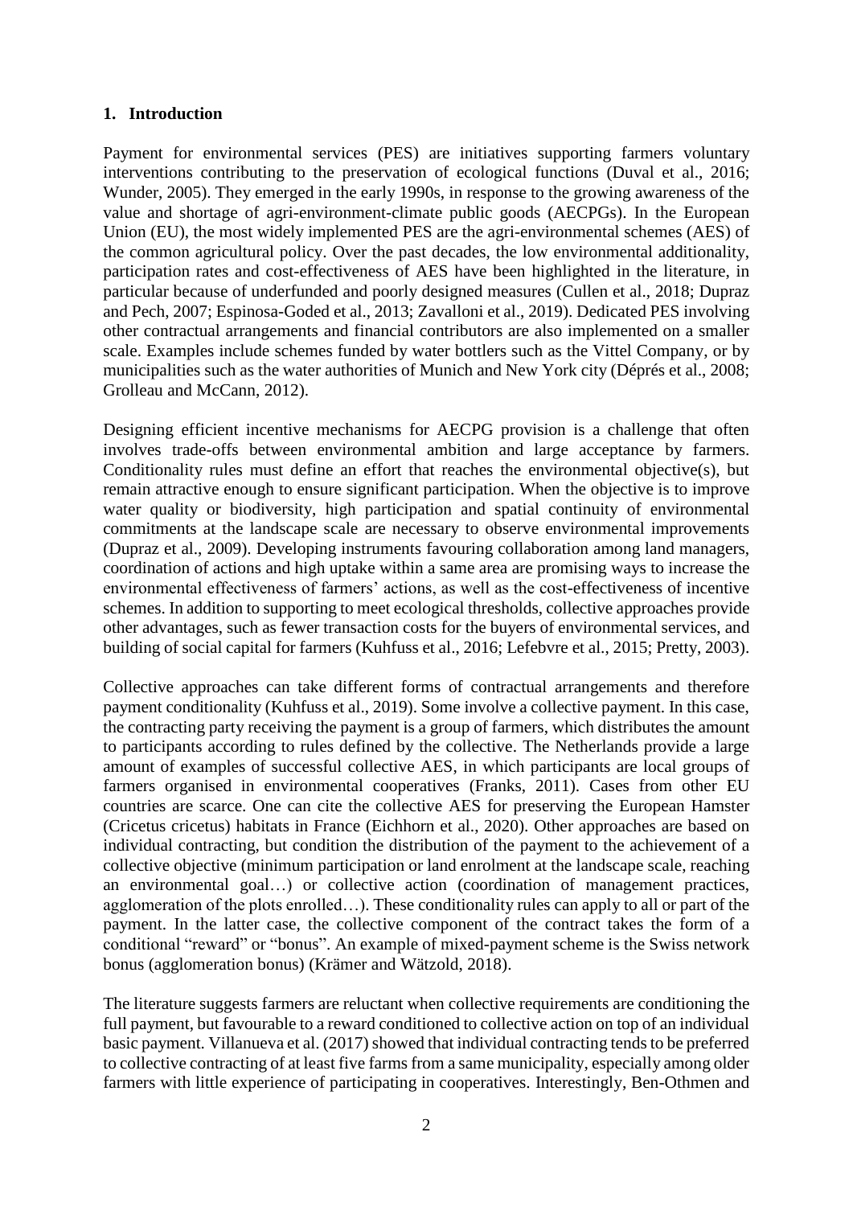## 1. Introduction

Payment for environmental services (PES) are initiatives supporting farmers voluntary interventions contributing to the preservation of ecological functions (Duval et al., 2016; Wunder, 2005). They emerged in the early 1990s, in response to the growing awareness of the value and shortage of agri-environment-climate public goods (AECPGs). In the European Union (EU), the most widely implemented PES are the agri-environmental schemes (AES) of the common agricultural policy. Over the past decades, the low environmental additionality, participation rates and cost-effectiveness of AES have been highlighted in the literature, in particular because of underfunded and poorly designed measures (Cullen et al., 2018; Dupraz and Pech, 2007; Espinosa-Goded et al., 2013; Zavalloni et al., 2019). Dedicated PES involving other contractual arrangements and financial contributors are also implemented on a smaller scale. Examples include schemes funded by water bottlers such as the Vittel Company, or by municipalities such as the water authorities of Munich and New York city (Déprés et al., 2008; Grolleau and McCann, 2012).

Designing efficient incentive mechanisms for AECPG provision is a challenge that often involves trade-offs between environmental ambition and large acceptance by farmers. Conditionality rules must define an effort that reaches the environmental objective(s), but remain attractive enough to ensure significant participation. When the objective is to improve water quality or biodiversity, high participation and spatial continuity of environmental commitments at the landscape scale are necessary to observe environmental improvements (Dupraz et al., 2009). Developing instruments favouring collaboration among land managers, coordination of actions and high uptake within a same area are promising ways to increase the environmental effectiveness of farmers' actions, as well as the cost-effectiveness of incentive schemes. In addition to supporting to meet ecological thresholds, collective approaches provide other advantages, such as fewer transaction costs for the buyers of environmental services, and building of social capital for farmers (Kuhfuss et al., 2016; Lefebvre et al., 2015; Pretty, 2003).

Collective approaches can take different forms of contractual arrangements and therefore payment conditionality (Kuhfuss et al., 2019). Some involve a collective payment. In this case, the contracting party receiving the payment is a group of farmers, which distributes the amount to participants according to rules defined by the collective. The Netherlands provide a large amount of examples of successful collective AES, in which participants are local groups of farmers organised in environmental cooperatives (Franks, 2011). Cases from other EU countries are scarce. One can cite the collective AES for preserving the European Hamster (Cricetus cricetus) habitats in France (Eichhorn et al., 2020). Other approaches are based on individual contracting, but condition the distribution of the payment to the achievement of a collective objective (minimum participation or land enrolment at the landscape scale, reaching an environmental goal…) or collective action (coordination of management practices, agglomeration of the plots enrolled…). These conditionality rules can apply to all or part of the payment. In the latter case, the collective component of the contract takes the form of a conditional "reward" or "bonus". An example of mixed-payment scheme is the Swiss network bonus (agglomeration bonus) (Krämer and Wätzold, 2018).

The literature suggests farmers are reluctant when collective requirements are conditioning the full payment, but favourable to a reward conditioned to collective action on top of an individual basic payment. Villanueva et al. (2017) showed that individual contracting tends to be preferred to collective contracting of at least five farms from a same municipality, especially among older farmers with little experience of participating in cooperatives. Interestingly, Ben-Othmen and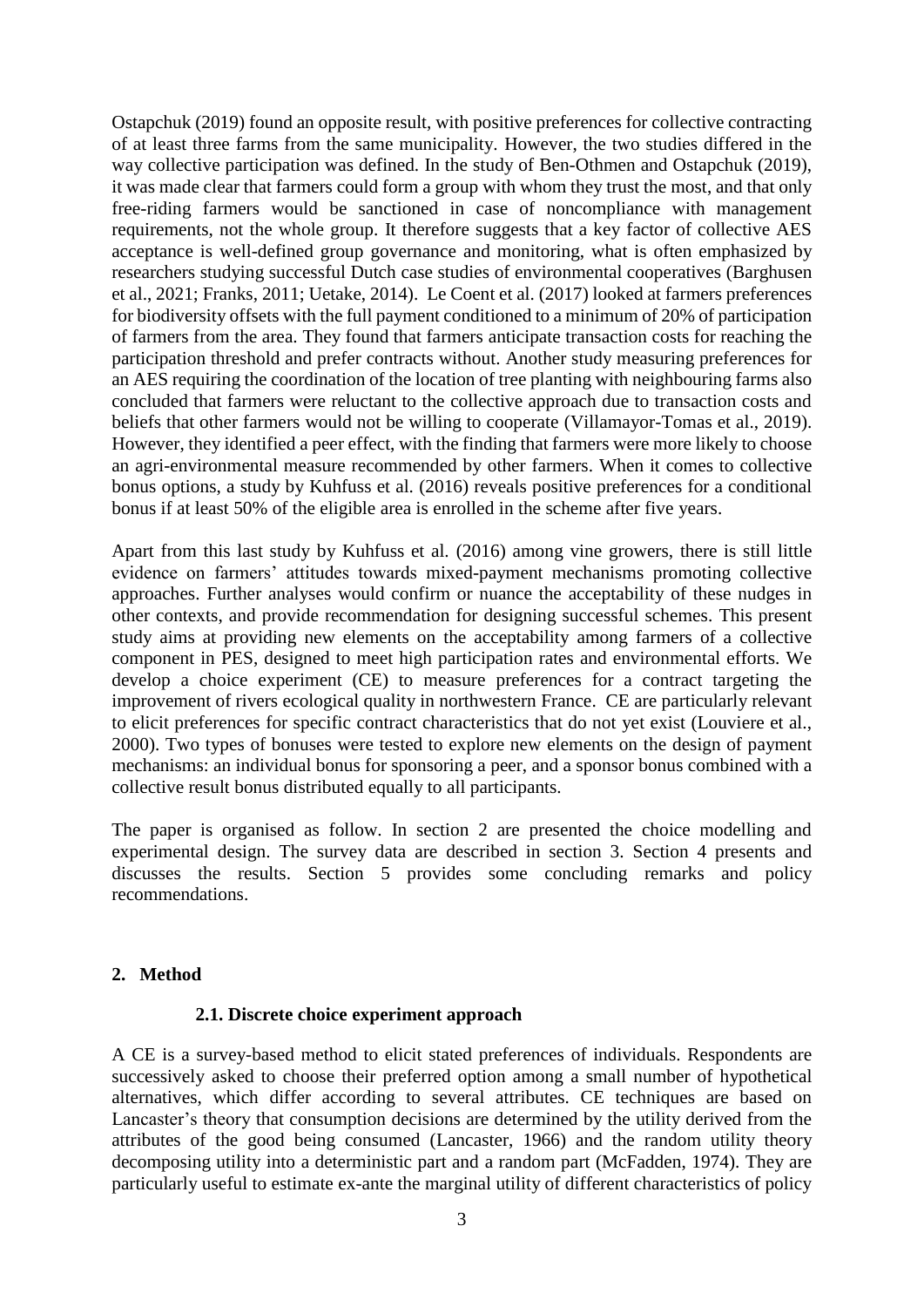Ostapchuk (2019) found an opposite result, with positive preferences for collective contracting of at least three farms from the same municipality. However, the two studies differed in the way collective participation was defined. In the study of Ben-Othmen and Ostapchuk (2019), it was made clear that farmers could form a group with whom they trust the most, and that only free-riding farmers would be sanctioned in case of noncompliance with management requirements, not the whole group. It therefore suggests that a key factor of collective AES acceptance is well-defined group governance and monitoring, what is often emphasized by researchers studying successful Dutch case studies of environmental cooperatives (Barghusen et al., 2021; Franks, 2011; Uetake, 2014). Le Coent et al. (2017) looked at farmers preferences for biodiversity offsets with the full payment conditioned to a minimum of 20% of participation of farmers from the area. They found that farmers anticipate transaction costs for reaching the participation threshold and prefer contracts without. Another study measuring preferences for an AES requiring the coordination of the location of tree planting with neighbouring farms also concluded that farmers were reluctant to the collective approach due to transaction costs and beliefs that other farmers would not be willing to cooperate (Villamayor-Tomas et al., 2019). However, they identified a peer effect, with the finding that farmers were more likely to choose an agri-environmental measure recommended by other farmers. When it comes to collective bonus options, a study by Kuhfuss et al. (2016) reveals positive preferences for a conditional bonus if at least 50% of the eligible area is enrolled in the scheme after five years.

Apart from this last study by Kuhfuss et al. (2016) among vine growers, there is still little evidence on farmers' attitudes towards mixed-payment mechanisms promoting collective approaches. Further analyses would confirm or nuance the acceptability of these nudges in other contexts, and provide recommendation for designing successful schemes. This present study aims at providing new elements on the acceptability among farmers of a collective component in PES, designed to meet high participation rates and environmental efforts. We develop a choice experiment (CE) to measure preferences for a contract targeting the improvement of rivers ecological quality in northwestern France. CE are particularly relevant to elicit preferences for specific contract characteristics that do not yet exist (Louviere et al., 2000). Two types of bonuses were tested to explore new elements on the design of payment mechanisms: an individual bonus for sponsoring a peer, and a sponsor bonus combined with a collective result bonus distributed equally to all participants.

The paper is organised as follow. In section 2 are presented the choice modelling and experimental design. The survey data are described in section 3. Section 4 presents and discusses the results. Section 5 provides some concluding remarks and policy recommendations.

## 2. Method

### 2.1. Discrete choice experiment approach

A CE is a survey-based method to elicit stated preferences of individuals. Respondents are successively asked to choose their preferred option among a small number of hypothetical alternatives, which differ according to several attributes. CE techniques are based on Lancaster's theory that consumption decisions are determined by the utility derived from the attributes of the good being consumed (Lancaster, 1966) and the random utility theory decomposing utility into a deterministic part and a random part (McFadden, 1974). They are particularly useful to estimate ex-ante the marginal utility of different characteristics of policy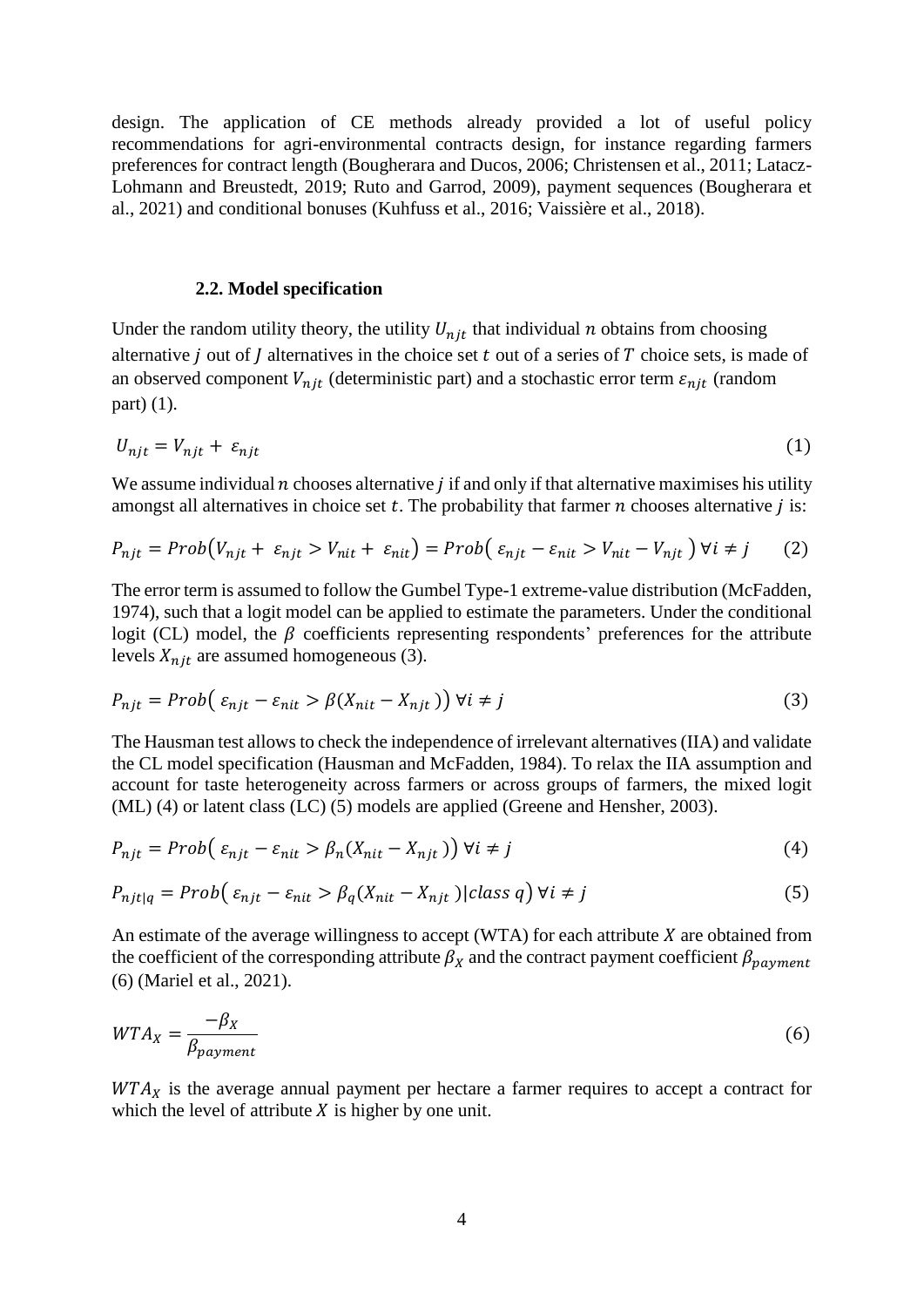design. The application of CE methods already provided a lot of useful policy recommendations for agri-environmental contracts design, for instance regarding farmers preferences for contract length (Bougherara and Ducos, 2006; Christensen et al., 2011; Latacz-Lohmann and Breustedt, 2019; Ruto and Garrod, 2009), payment sequences (Bougherara et al., 2021) and conditional bonuses (Kuhfuss et al., 2016; Vaissière et al., 2018).

### 2.2. Model specification

Under the random utility theory, the utility $U_{njt}$ that individual $n$ obtains from choosing alternative $j$ out of $J$ alternatives in the choice set $t$ out of a series of $T$ choice sets, is made of an observed component $V_{njt}$ (deterministic part) and a stochastic error term $\varepsilon_{njt}$ (random part) (1).

$$U_{njt} = V_{njt} + \varepsilon_{njt} \tag{1}$$

We assume individual $n$ chooses alternative $j$ if and only if that alternative maximises his utility amongst all alternatives in choice set $t$. The probability that farmer $n$ chooses alternative $j$ is:

$$P_{njt} = Prob\left(V_{njt} + \varepsilon_{njt} > V_{nit} + \varepsilon_{nit}\right) = Prob\left(\varepsilon_{njt} - \varepsilon_{nit} > V_{nit} - V_{njt}\right) \forall i \neq j \tag{2}$$

The error term is assumed to follow the Gumbel Type-1 extreme-value distribution (McFadden, 1974), such that a logit model can be applied to estimate the parameters. Under the conditional logit (CL) model, the $\beta$ coefficients representing respondents' preferences for the attribute levels $X_{njt}$ are assumed homogeneous (3).

$$P_{njt} = Prob\left(\varepsilon_{njt} - \varepsilon_{nit} > \beta(X_{nit} - X_{njt})\right) \forall i \neq j \tag{3}$$

The Hausman test allows to check the independence of irrelevant alternatives (IIA) and validate the CL model specification (Hausman and McFadden, 1984). To relax the IIA assumption and account for taste heterogeneity across farmers or across groups of farmers, the mixed logit (ML) (4) or latent class (LC) (5) models are applied (Greene and Hensher, 2003).

$$P_{njt} = Prob\left(\varepsilon_{njt} - \varepsilon_{nit} > \beta_n(X_{nit} - X_{njt})\right) \forall i \neq j \tag{4}$$

$$P_{njt|q} = Prob\left(\varepsilon_{njt} - \varepsilon_{nit} > \beta_q(X_{nit} - X_{njt}) | class\ q\right) \forall i \neq j \tag{5}$$

An estimate of the average willingness to accept (WTA) for each attribute $X$ are obtained from the coefficient of the corresponding attribute $\beta_X$ and the contract payment coefficient $\beta_{payment}$ (6) (Mariel et al., 2021).

$$WTA_X = \frac{-\beta_X}{\beta_{payment}} \tag{6}$$

$WTA_X$ is the average annual payment per hectare a farmer requires to accept a contract for which the level of attribute $X$ is higher by one unit.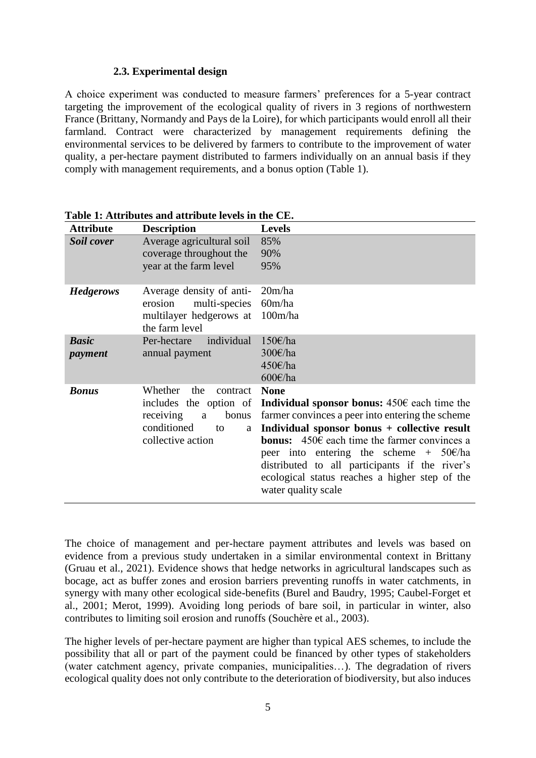### 2.3. Experimental design

A choice experiment was conducted to measure farmers' preferences for a 5-year contract targeting the improvement of the ecological quality of rivers in 3 regions of northwestern France (Brittany, Normandy and Pays de la Loire), for which participants would enroll all their farmland. Contract were characterized by management requirements defining the environmental services to be delivered by farmers to contribute to the improvement of water quality, a per-hectare payment distributed to farmers individually on an annual basis if they comply with management requirements, and a bonus option (Table 1).

**Table 1: Attributes and attribute levels in the CE.**

| Attribute | Description | Levels |
|---|---|---|
| ***Soil cover*** | Average agricultural soil coverage throughout the year at the farm level | 85%<br>90%<br>95% |
| ***Hedgerows*** | Average density of anti-erosion multi-species multilayer hedgerows at the farm level | 20m/ha<br>60m/ha<br>100m/ha |
| ***Basic payment*** | Per-hectare individual annual payment | 150€/ha<br>300€/ha<br>450€/ha<br>600€/ha |
| ***Bonus*** | Whether the contract includes the option of receiving a bonus conditioned to a collective action | **None**<br>**Individual sponsor bonus:** 450€ each time the farmer convinces a peer into entering the scheme<br>**Individual sponsor bonus + collective result bonus:** 450€ each time the farmer convinces a peer into entering the scheme + 50€/ha distributed to all participants if the river's ecological status reaches a higher step of the water quality scale |

The choice of management and per-hectare payment attributes and levels was based on evidence from a previous study undertaken in a similar environmental context in Brittany (Gruau et al., 2021). Evidence shows that hedge networks in agricultural landscapes such as bocage, act as buffer zones and erosion barriers preventing runoffs in water catchments, in synergy with many other ecological side-benefits (Burel and Baudry, 1995; Caubel-Forget et al., 2001; Merot, 1999). Avoiding long periods of bare soil, in particular in winter, also contributes to limiting soil erosion and runoffs (Souchère et al., 2003).

The higher levels of per-hectare payment are higher than typical AES schemes, to include the possibility that all or part of the payment could be financed by other types of stakeholders (water catchment agency, private companies, municipalities…). The degradation of rivers ecological quality does not only contribute to the deterioration of biodiversity, but also induces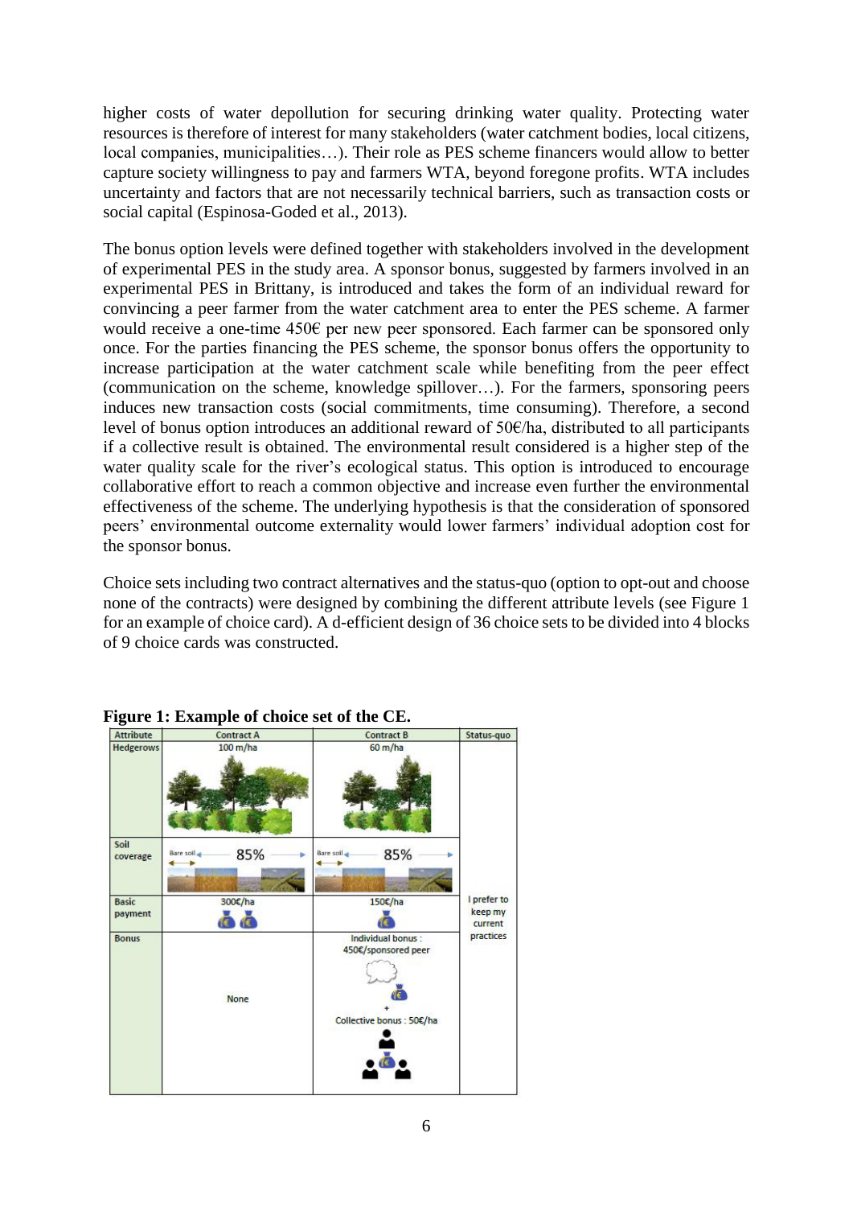higher costs of water depollution for securing drinking water quality. Protecting water resources is therefore of interest for many stakeholders (water catchment bodies, local citizens, local companies, municipalities…). Their role as PES scheme financers would allow to better capture society willingness to pay and farmers WTA, beyond foregone profits. WTA includes uncertainty and factors that are not necessarily technical barriers, such as transaction costs or social capital (Espinosa-Goded et al., 2013).

The bonus option levels were defined together with stakeholders involved in the development of experimental PES in the study area. A sponsor bonus, suggested by farmers involved in an experimental PES in Brittany, is introduced and takes the form of an individual reward for convincing a peer farmer from the water catchment area to enter the PES scheme. A farmer would receive a one-time 450€ per new peer sponsored. Each farmer can be sponsored only once. For the parties financing the PES scheme, the sponsor bonus offers the opportunity to increase participation at the water catchment scale while benefiting from the peer effect (communication on the scheme, knowledge spillover…). For the farmers, sponsoring peers induces new transaction costs (social commitments, time consuming). Therefore, a second level of bonus option introduces an additional reward of 50€/ha, distributed to all participants if a collective result is obtained. The environmental result considered is a higher step of the water quality scale for the river's ecological status. This option is introduced to encourage collaborative effort to reach a common objective and increase even further the environmental effectiveness of the scheme. The underlying hypothesis is that the consideration of sponsored peers' environmental outcome externality would lower farmers' individual adoption cost for the sponsor bonus.

Choice sets including two contract alternatives and the status-quo (option to opt-out and choose none of the contracts) were designed by combining the different attribute levels (see Figure 1 for an example of choice card). A d-efficient design of 36 choice sets to be divided into 4 blocks of 9 choice cards was constructed.

**Figure 1: Example of choice set of the CE.**

| Attribute | Contract A | Contract B | Status-quo |
|---|---|---|---|
| Hedgerows | 100 m/ha | 60 m/ha | I prefer to keep my current practices |
| Soil coverage | Bare soil 85% | Bare soil 85% | |
| Basic payment | 300€/ha | 150€/ha | |
| Bonus | None | Individual bonus : 450€/sponsored peer + Collective bonus : 50€/ha | |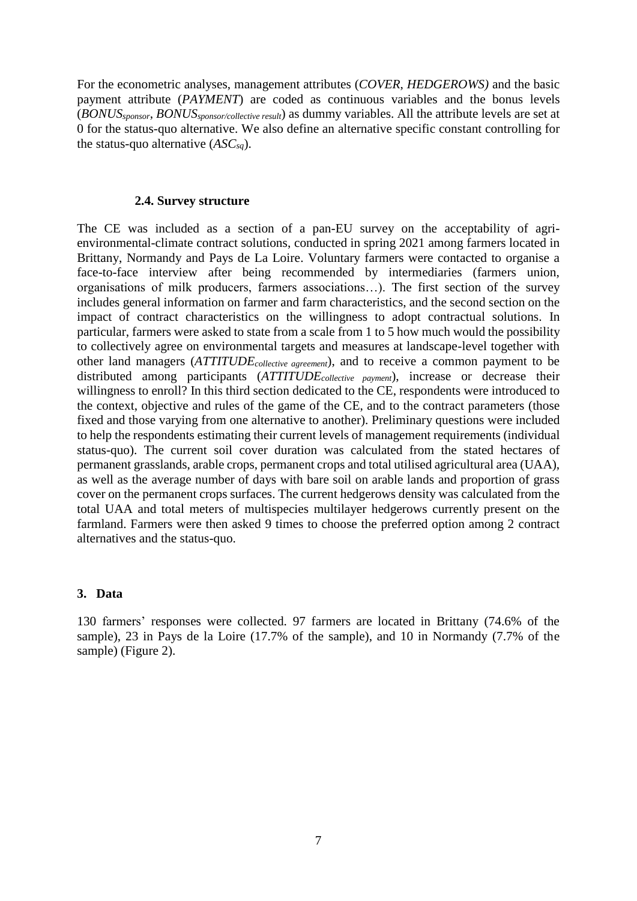For the econometric analyses, management attributes (*COVER*, *HEDGEROWS)* and the basic payment attribute (*PAYMENT*) are coded as continuous variables and the bonus levels ($BONUS_{sponsor}$, $BONUS_{sponsor/collective\ result}$) as dummy variables. All the attribute levels are set at 0 for the status-quo alternative. We also define an alternative specific constant controlling for the status-quo alternative ($ASC_{sq}$).

### 2.4. Survey structure

The CE was included as a section of a pan-EU survey on the acceptability of agri-environmental-climate contract solutions, conducted in spring 2021 among farmers located in Brittany, Normandy and Pays de La Loire. Voluntary farmers were contacted to organise a face-to-face interview after being recommended by intermediaries (farmers union, organisations of milk producers, farmers associations…). The first section of the survey includes general information on farmer and farm characteristics, and the second section on the impact of contract characteristics on the willingness to adopt contractual solutions. In particular, farmers were asked to state from a scale from 1 to 5 how much would the possibility to collectively agree on environmental targets and measures at landscape-level together with other land managers ($ATTITUDE_{collective\ agreement}$), and to receive a common payment to be distributed among participants ($ATTITUDE_{collective\ payment}$), increase or decrease their willingness to enroll? In this third section dedicated to the CE, respondents were introduced to the context, objective and rules of the game of the CE, and to the contract parameters (those fixed and those varying from one alternative to another). Preliminary questions were included to help the respondents estimating their current levels of management requirements (individual status-quo). The current soil cover duration was calculated from the stated hectares of permanent grasslands, arable crops, permanent crops and total utilised agricultural area (UAA), as well as the average number of days with bare soil on arable lands and proportion of grass cover on the permanent crops surfaces. The current hedgerows density was calculated from the total UAA and total meters of multispecies multilayer hedgerows currently present on the farmland. Farmers were then asked 9 times to choose the preferred option among 2 contract alternatives and the status-quo.

## 3. Data

130 farmers' responses were collected. 97 farmers are located in Brittany (74.6% of the sample), 23 in Pays de la Loire (17.7% of the sample), and 10 in Normandy (7.7% of the sample) (Figure 2).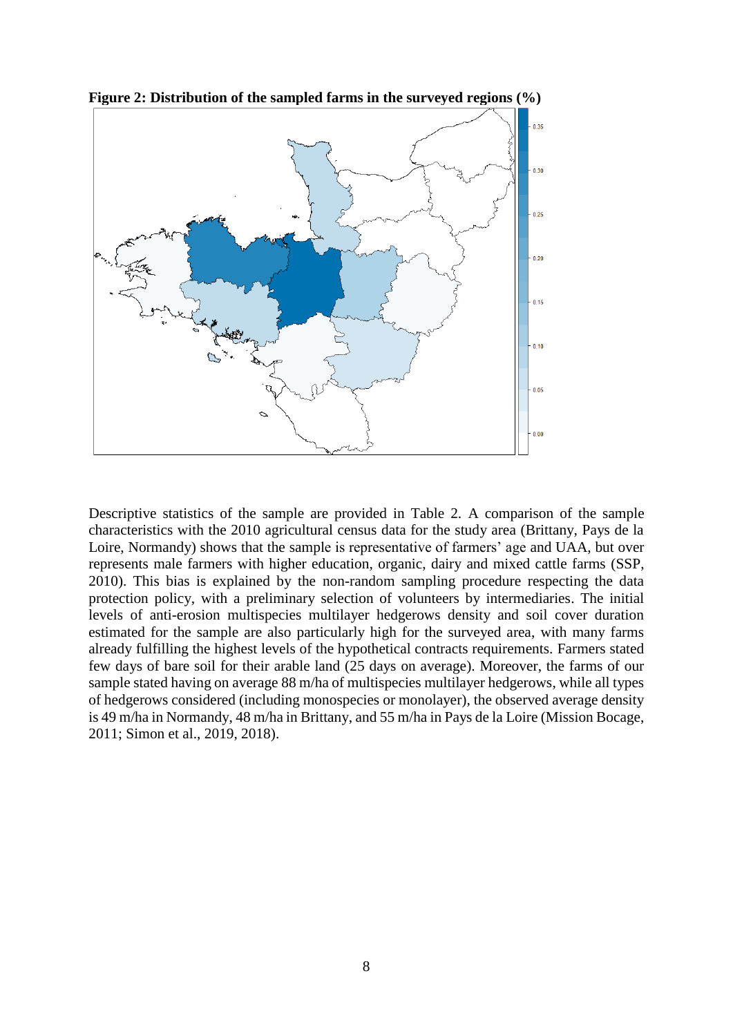**Figure 2: Distribution of the sampled farms in the surveyed regions (%)**

Descriptive statistics of the sample are provided in Table 2. A comparison of the sample characteristics with the 2010 agricultural census data for the study area (Brittany, Pays de la Loire, Normandy) shows that the sample is representative of farmers' age and UAA, but over represents male farmers with higher education, organic, dairy and mixed cattle farms (SSP, 2010). This bias is explained by the non-random sampling procedure respecting the data protection policy, with a preliminary selection of volunteers by intermediaries. The initial levels of anti-erosion multispecies multilayer hedgerows density and soil cover duration estimated for the sample are also particularly high for the surveyed area, with many farms already fulfilling the highest levels of the hypothetical contracts requirements. Farmers stated few days of bare soil for their arable land (25 days on average). Moreover, the farms of our sample stated having on average 88 m/ha of multispecies multilayer hedgerows, while all types of hedgerows considered (including monospecies or monolayer), the observed average density is 49 m/ha in Normandy, 48 m/ha in Brittany, and 55 m/ha in Pays de la Loire (Mission Bocage, 2011; Simon et al., 2019, 2018).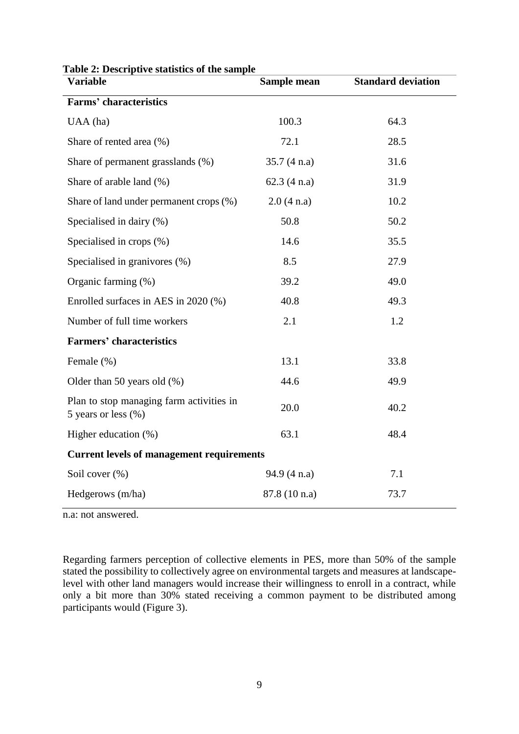**Table 2: Descriptive statistics of the sample**

| Variable | Sample mean | Standard deviation |
|---|---|---|
| **Farms' characteristics** | | |
| UAA (ha) | 100.3 | 64.3 |
| Share of rented area (%) | 72.1 | 28.5 |
| Share of permanent grasslands (%) | 35.7 (4 n.a) | 31.6 |
| Share of arable land (%) | 62.3 (4 n.a) | 31.9 |
| Share of land under permanent crops (%) | 2.0 (4 n.a) | 10.2 |
| Specialised in dairy (%) | 50.8 | 50.2 |
| Specialised in crops (%) | 14.6 | 35.5 |
| Specialised in granivores (%) | 8.5 | 27.9 |
| Organic farming (%) | 39.2 | 49.0 |
| Enrolled surfaces in AES in 2020 (%) | 40.8 | 49.3 |
| Number of full time workers | 2.1 | 1.2 |
| **Farmers' characteristics** | | |
| Female (%) | 13.1 | 33.8 |
| Older than 50 years old (%) | 44.6 | 49.9 |
| Plan to stop managing farm activities in 5 years or less (%) | 20.0 | 40.2 |
| Higher education (%) | 63.1 | 48.4 |
| **Current levels of management requirements** | | |
| Soil cover (%) | 94.9 (4 n.a) | 7.1 |
| Hedgerows (m/ha) | 87.8 (10 n.a) | 73.7 |

n.a: not answered.

Regarding farmers perception of collective elements in PES, more than 50% of the sample stated the possibility to collectively agree on environmental targets and measures at landscape-level with other land managers would increase their willingness to enroll in a contract, while only a bit more than 30% stated receiving a common payment to be distributed among participants would (Figure 3).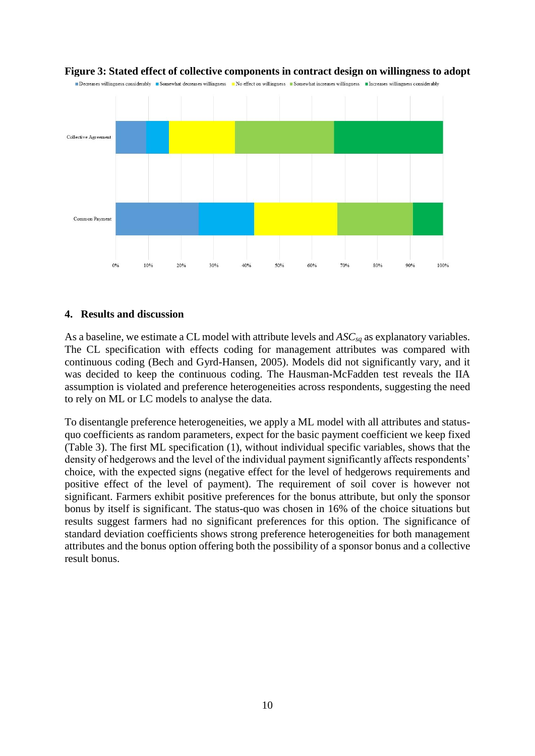**Figure 3: Stated effect of collective components in contract design on willingness to adopt**

## 4. Results and discussion

As a baseline, we estimate a CL model with attribute levels and $ASC_{sq}$ as explanatory variables. The CL specification with effects coding for management attributes was compared with continuous coding (Bech and Gyrd-Hansen, 2005). Models did not significantly vary, and it was decided to keep the continuous coding. The Hausman-McFadden test reveals the IIA assumption is violated and preference heterogeneities across respondents, suggesting the need to rely on ML or LC models to analyse the data.

To disentangle preference heterogeneities, we apply a ML model with all attributes and status-quo coefficients as random parameters, expect for the basic payment coefficient we keep fixed (Table 3). The first ML specification (1), without individual specific variables, shows that the density of hedgerows and the level of the individual payment significantly affects respondents' choice, with the expected signs (negative effect for the level of hedgerows requirements and positive effect of the level of payment). The requirement of soil cover is however not significant. Farmers exhibit positive preferences for the bonus attribute, but only the sponsor bonus by itself is significant. The status-quo was chosen in 16% of the choice situations but results suggest farmers had no significant preferences for this option. The significance of standard deviation coefficients shows strong preference heterogeneities for both management attributes and the bonus option offering both the possibility of a sponsor bonus and a collective result bonus.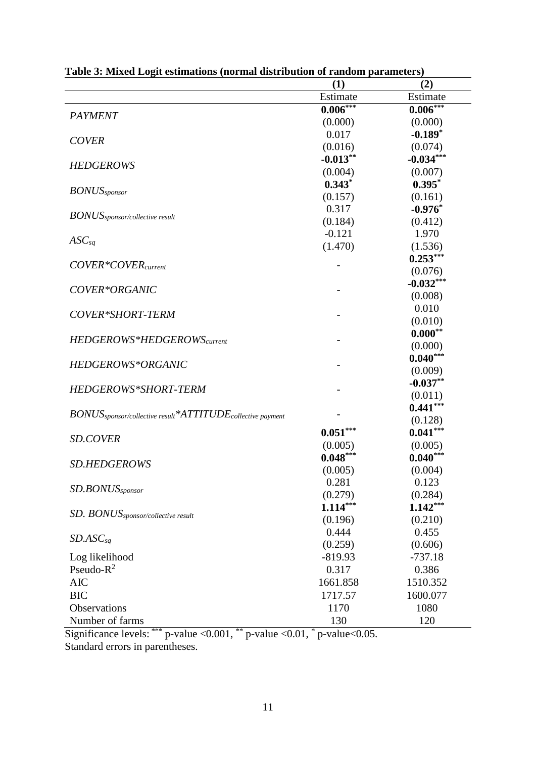**Table 3: Mixed Logit estimations (normal distribution of random parameters)**

| | (1) | (2) |
|---|---|---|
| | Estimate | Estimate |
| *PAYMENT* | **0.006*** ** | **0.006*** ** |
| | (0.000) | (0.000) |
| *COVER* | 0.017 | **-0.189* ** |
| | (0.016) | (0.074) |
| *HEDGEROWS* | **-0.013** ** | **-0.034*** ** |
| | (0.004) | (0.007) |
| $BONUS_{sponsor}$ | **0.343* ** | **0.395* ** |
| | (0.157) | (0.161) |
| $BONUS_{sponsor/collective\ result}$ | 0.317 | **-0.976* ** |
| | (0.184) | (0.412) |
| $ASC_{sq}$ | -0.121 | 1.970 |
| | (1.470) | (1.536) |
| $COVER*COVER_{current}$ | - | **0.253*** ** |
| | | (0.076) |
| *COVER*ORGANIC* | - | **-0.032*** ** |
| | | (0.008) |
| *COVER*SHORT-TERM* | - | 0.010 |
| | | (0.010) |
| $HEDGEROWS*HEDGEROWS_{current}$ | - | **0.000** ** |
| | | (0.000) |
| *HEDGEROWS*ORGANIC* | - | **0.040*** ** |
| | | (0.009) |
| *HEDGEROWS*SHORT-TERM* | - | **-0.037** ** |
| | | (0.011) |
| $BONUS_{sponsor/collective\ result}*ATTITUDE_{collective\ payment}$ | - | **0.441*** ** |
| | | (0.128) |
| *SD.COVER* | **0.051*** ** | **0.041*** ** |
| | (0.005) | (0.005) |
| *SD.HEDGEROWS* | **0.048*** ** | **0.040*** ** |
| | (0.005) | (0.004) |
| $SD.BONUS_{sponsor}$ | 0.281 | 0.123 |
| | (0.279) | (0.284) |
| $SD.\ BONUS_{sponsor/collective\ result}$ | **1.114*** ** | **1.142*** ** |
| | (0.196) | (0.210) |
| $SD.ASC_{sq}$ | 0.444 | 0.455 |
| | (0.259) | (0.606) |
| Log likelihood | -819.93 | -737.18 |
| Pseudo-$R^2$ | 0.317 | 0.386 |
| AIC | 1661.858 | 1510.352 |
| BIC | 1717.57 | 1600.077 |
| Observations | 1170 | 1080 |
| Number of farms | 130 | 120 |

Significance levels: *** p-value <0.001, ** p-value <0.01, * p-value<0.05.
Standard errors in parentheses.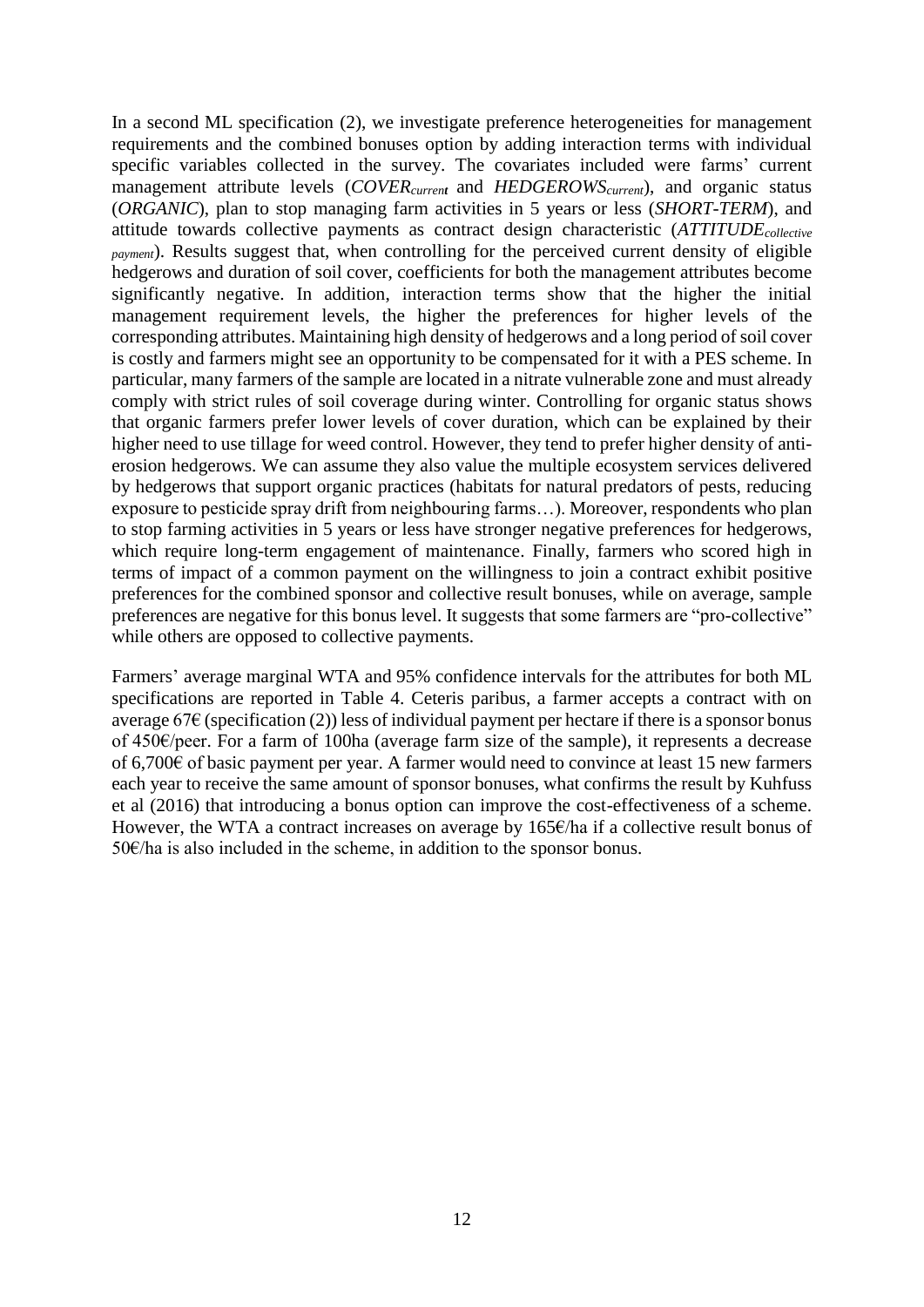In a second ML specification (2), we investigate preference heterogeneities for management requirements and the combined bonuses option by adding interaction terms with individual specific variables collected in the survey. The covariates included were farms' current management attribute levels ($COVER_{current}$ and $HEDGEROWS_{current}$), and organic status (*ORGANIC*), plan to stop managing farm activities in 5 years or less (*SHORT-TERM*), and attitude towards collective payments as contract design characteristic ($ATTITUDE_{collective\ payment}$). Results suggest that, when controlling for the perceived current density of eligible hedgerows and duration of soil cover, coefficients for both the management attributes become significantly negative. In addition, interaction terms show that the higher the initial management requirement levels, the higher the preferences for higher levels of the corresponding attributes. Maintaining high density of hedgerows and a long period of soil cover is costly and farmers might see an opportunity to be compensated for it with a PES scheme. In particular, many farmers of the sample are located in a nitrate vulnerable zone and must already comply with strict rules of soil coverage during winter. Controlling for organic status shows that organic farmers prefer lower levels of cover duration, which can be explained by their higher need to use tillage for weed control. However, they tend to prefer higher density of anti-erosion hedgerows. We can assume they also value the multiple ecosystem services delivered by hedgerows that support organic practices (habitats for natural predators of pests, reducing exposure to pesticide spray drift from neighbouring farms…). Moreover, respondents who plan to stop farming activities in 5 years or less have stronger negative preferences for hedgerows, which require long-term engagement of maintenance. Finally, farmers who scored high in terms of impact of a common payment on the willingness to join a contract exhibit positive preferences for the combined sponsor and collective result bonuses, while on average, sample preferences are negative for this bonus level. It suggests that some farmers are "pro-collective" while others are opposed to collective payments.

Farmers' average marginal WTA and 95% confidence intervals for the attributes for both ML specifications are reported in Table 4. Ceteris paribus, a farmer accepts a contract with on average 67€ (specification (2)) less of individual payment per hectare if there is a sponsor bonus of 450€/peer. For a farm of 100ha (average farm size of the sample), it represents a decrease of 6,700€ of basic payment per year. A farmer would need to convince at least 15 new farmers each year to receive the same amount of sponsor bonuses, what confirms the result by Kuhfuss et al (2016) that introducing a bonus option can improve the cost-effectiveness of a scheme. However, the WTA a contract increases on average by 165€/ha if a collective result bonus of 50€/ha is also included in the scheme, in addition to the sponsor bonus.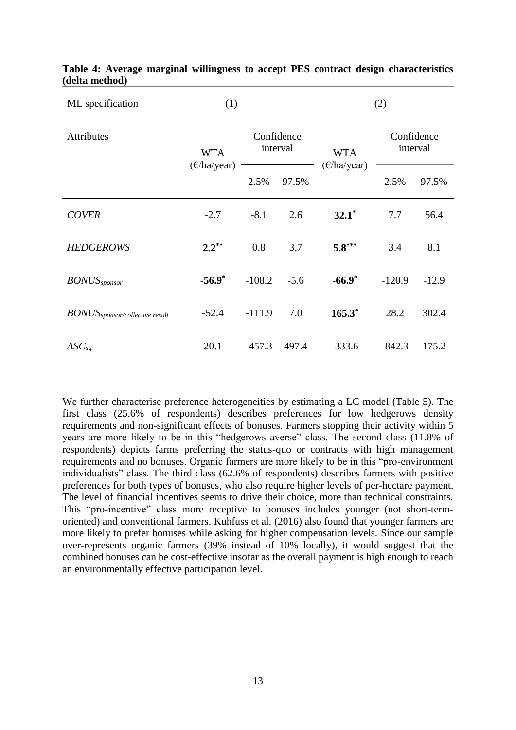**Table 4: Average marginal willingness to accept PES contract design characteristics (delta method)**

| ML specification | (1) | | | (2) | | |
|---|---|---|---|---|---|---|
| Attributes | WTA (€/ha/year) | Confidence interval | | WTA (€/ha/year) | Confidence interval | |
| | | 2.5% | 97.5% | | 2.5% | 97.5% |
| *COVER* | -2.7 | -8.1 | 2.6 | **32.1**$^{*}$ | 7.7 | 56.4 |
| *HEDGEROWS* | **2.2**$^{**}$ | 0.8 | 3.7 | **5.8**$^{***}$ | 3.4 | 8.1 |
| $BONUS_{sponsor}$ | **-56.9**$^{*}$ | -108.2 | -5.6 | **-66.9**$^{*}$ | -120.9 | -12.9 |
| $BONUS_{sponsor/collective\ result}$ | -52.4 | -111.9 | 7.0 | **165.3**$^{*}$ | 28.2 | 302.4 |
| $ASC_{sq}$ | 20.1 | -457.3 | 497.4 | -333.6 | -842.3 | 175.2 |

We further characterise preference heterogeneities by estimating a LC model (Table 5). The first class (25.6% of respondents) describes preferences for low hedgerows density requirements and non-significant effects of bonuses. Farmers stopping their activity within 5 years are more likely to be in this "hedgerows averse" class. The second class (11.8% of respondents) depicts farms preferring the status-quo or contracts with high management requirements and no bonuses. Organic farmers are more likely to be in this "pro-environment individualists" class. The third class (62.6% of respondents) describes farmers with positive preferences for both types of bonuses, who also require higher levels of per-hectare payment. The level of financial incentives seems to drive their choice, more than technical constraints. This "pro-incentive" class more receptive to bonuses includes younger (not short-term-oriented) and conventional farmers. Kuhfuss et al. (2016) also found that younger farmers are more likely to prefer bonuses while asking for higher compensation levels. Since our sample over-represents organic farmers (39% instead of 10% locally), it would suggest that the combined bonuses can be cost-effective insofar as the overall payment is high enough to reach an environmentally effective participation level.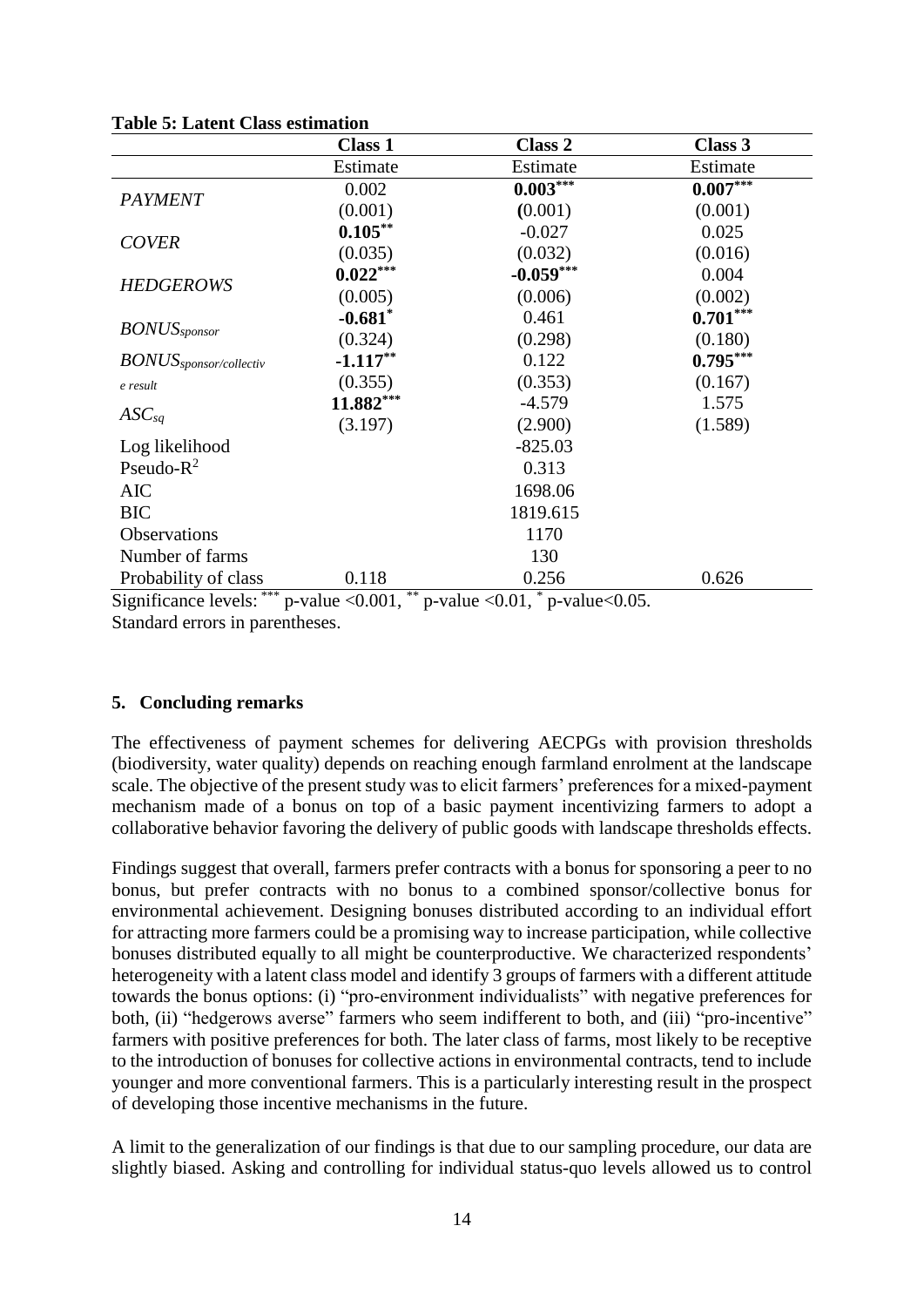**Table 5: Latent Class estimation**

| | Class 1 | Class 2 | Class 3 |
|---|---|---|---|
| | Estimate | Estimate | Estimate |
| *PAYMENT* | 0.002 | **0.003*****| **0.007***** |
| | (0.001) | (0.001) | (0.001) |
| *COVER* | **0.105**** | -0.027 | 0.025 |
| | (0.035) | (0.032) | (0.016) |
| *HEDGEROWS* | **0.022***** | **-0.059***** | 0.004 |
| | (0.005) | (0.006) | (0.002) |
| $BONUS_{sponsor}$ | **-0.681*** | 0.461 | **0.701***** |
| | (0.324) | (0.298) | (0.180) |
| $BONUS_{sponsor/collective\ result}$ | **-1.117**** | 0.122 | **0.795***** |
| | (0.355) | (0.353) | (0.167) |
| $ASC_{sq}$ | **11.882***** | -4.579 | 1.575 |
| | (3.197) | (2.900) | (1.589) |
| Log likelihood | | -825.03 | |
| Pseudo-$R^2$ | | 0.313 | |
| AIC | | 1698.06 | |
| BIC | | 1819.615 | |
| Observations | | 1170 | |
| Number of farms | | 130 | |
| Probability of class | 0.118 | 0.256 | 0.626 |

Significance levels: *** p-value <0.001, ** p-value <0.01, * p-value<0.05.
Standard errors in parentheses.

## 5. Concluding remarks

The effectiveness of payment schemes for delivering AECPGs with provision thresholds (biodiversity, water quality) depends on reaching enough farmland enrolment at the landscape scale. The objective of the present study was to elicit farmers' preferences for a mixed-payment mechanism made of a bonus on top of a basic payment incentivizing farmers to adopt a collaborative behavior favoring the delivery of public goods with landscape thresholds effects.

Findings suggest that overall, farmers prefer contracts with a bonus for sponsoring a peer to no bonus, but prefer contracts with no bonus to a combined sponsor/collective bonus for environmental achievement. Designing bonuses distributed according to an individual effort for attracting more farmers could be a promising way to increase participation, while collective bonuses distributed equally to all might be counterproductive. We characterized respondents' heterogeneity with a latent class model and identify 3 groups of farmers with a different attitude towards the bonus options: (i) "pro-environment individualists" with negative preferences for both, (ii) "hedgerows averse" farmers who seem indifferent to both, and (iii) "pro-incentive" farmers with positive preferences for both. The later class of farms, most likely to be receptive to the introduction of bonuses for collective actions in environmental contracts, tend to include younger and more conventional farmers. This is a particularly interesting result in the prospect of developing those incentive mechanisms in the future.

A limit to the generalization of our findings is that due to our sampling procedure, our data are slightly biased. Asking and controlling for individual status-quo levels allowed us to control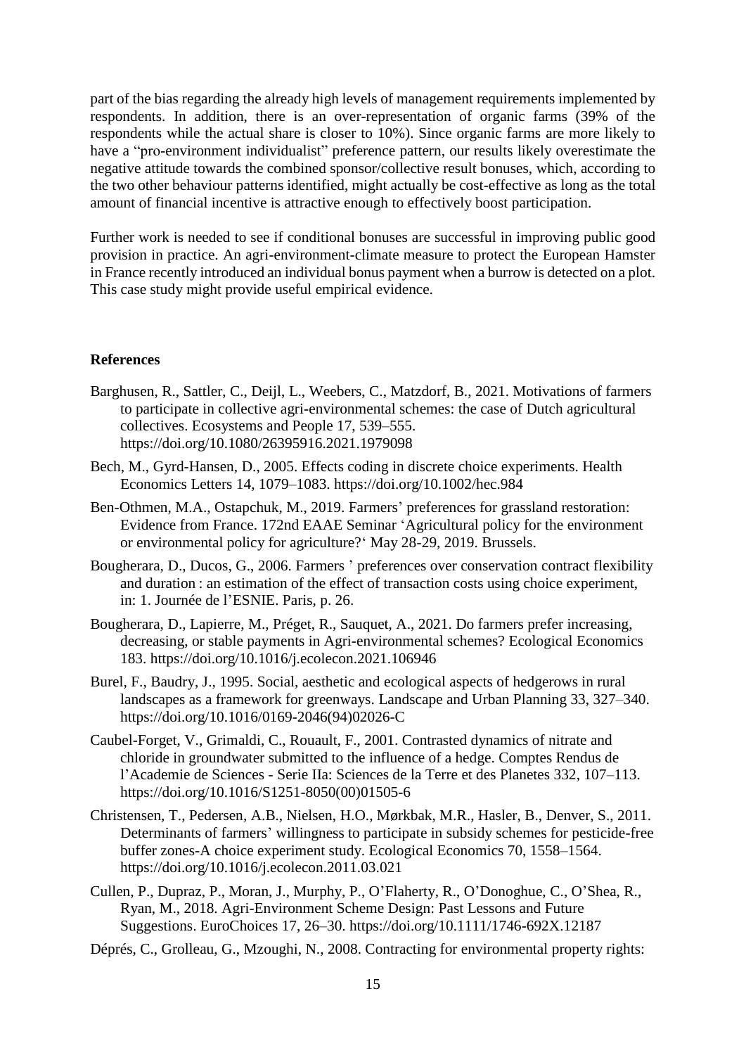part of the bias regarding the already high levels of management requirements implemented by respondents. In addition, there is an over-representation of organic farms (39% of the respondents while the actual share is closer to 10%). Since organic farms are more likely to have a "pro-environment individualist" preference pattern, our results likely overestimate the negative attitude towards the combined sponsor/collective result bonuses, which, according to the two other behaviour patterns identified, might actually be cost-effective as long as the total amount of financial incentive is attractive enough to effectively boost participation.

Further work is needed to see if conditional bonuses are successful in improving public good provision in practice. An agri-environment-climate measure to protect the European Hamster in France recently introduced an individual bonus payment when a burrow is detected on a plot. This case study might provide useful empirical evidence.

## References

Barghusen, R., Sattler, C., Deijl, L., Weebers, C., Matzdorf, B., 2021. Motivations of farmers to participate in collective agri-environmental schemes: the case of Dutch agricultural collectives. Ecosystems and People 17, 539–555. https://doi.org/10.1080/26395916.2021.1979098

Bech, M., Gyrd-Hansen, D., 2005. Effects coding in discrete choice experiments. Health Economics Letters 14, 1079–1083. https://doi.org/10.1002/hec.984

Ben-Othmen, M.A., Ostapchuk, M., 2019. Farmers' preferences for grassland restoration: Evidence from France. 172nd EAAE Seminar 'Agricultural policy for the environment or environmental policy for agriculture?' May 28-29, 2019. Brussels.

Bougherara, D., Ducos, G., 2006. Farmers ' preferences over conservation contract flexibility and duration : an estimation of the effect of transaction costs using choice experiment, in: 1. Journée de l'ESNIE. Paris, p. 26.

Bougherara, D., Lapierre, M., Préget, R., Sauquet, A., 2021. Do farmers prefer increasing, decreasing, or stable payments in Agri-environmental schemes? Ecological Economics 183. https://doi.org/10.1016/j.ecolecon.2021.106946

Burel, F., Baudry, J., 1995. Social, aesthetic and ecological aspects of hedgerows in rural landscapes as a framework for greenways. Landscape and Urban Planning 33, 327–340. https://doi.org/10.1016/0169-2046(94)02026-C

Caubel-Forget, V., Grimaldi, C., Rouault, F., 2001. Contrasted dynamics of nitrate and chloride in groundwater submitted to the influence of a hedge. Comptes Rendus de l'Academie de Sciences - Serie IIa: Sciences de la Terre et des Planetes 332, 107–113. https://doi.org/10.1016/S1251-8050(00)01505-6

Christensen, T., Pedersen, A.B., Nielsen, H.O., Mørkbak, M.R., Hasler, B., Denver, S., 2011. Determinants of farmers' willingness to participate in subsidy schemes for pesticide-free buffer zones-A choice experiment study. Ecological Economics 70, 1558–1564. https://doi.org/10.1016/j.ecolecon.2011.03.021

Cullen, P., Dupraz, P., Moran, J., Murphy, P., O'Flaherty, R., O'Donoghue, C., O'Shea, R., Ryan, M., 2018. Agri-Environment Scheme Design: Past Lessons and Future Suggestions. EuroChoices 17, 26–30. https://doi.org/10.1111/1746-692X.12187

Déprés, C., Grolleau, G., Mzoughi, N., 2008. Contracting for environmental property rights: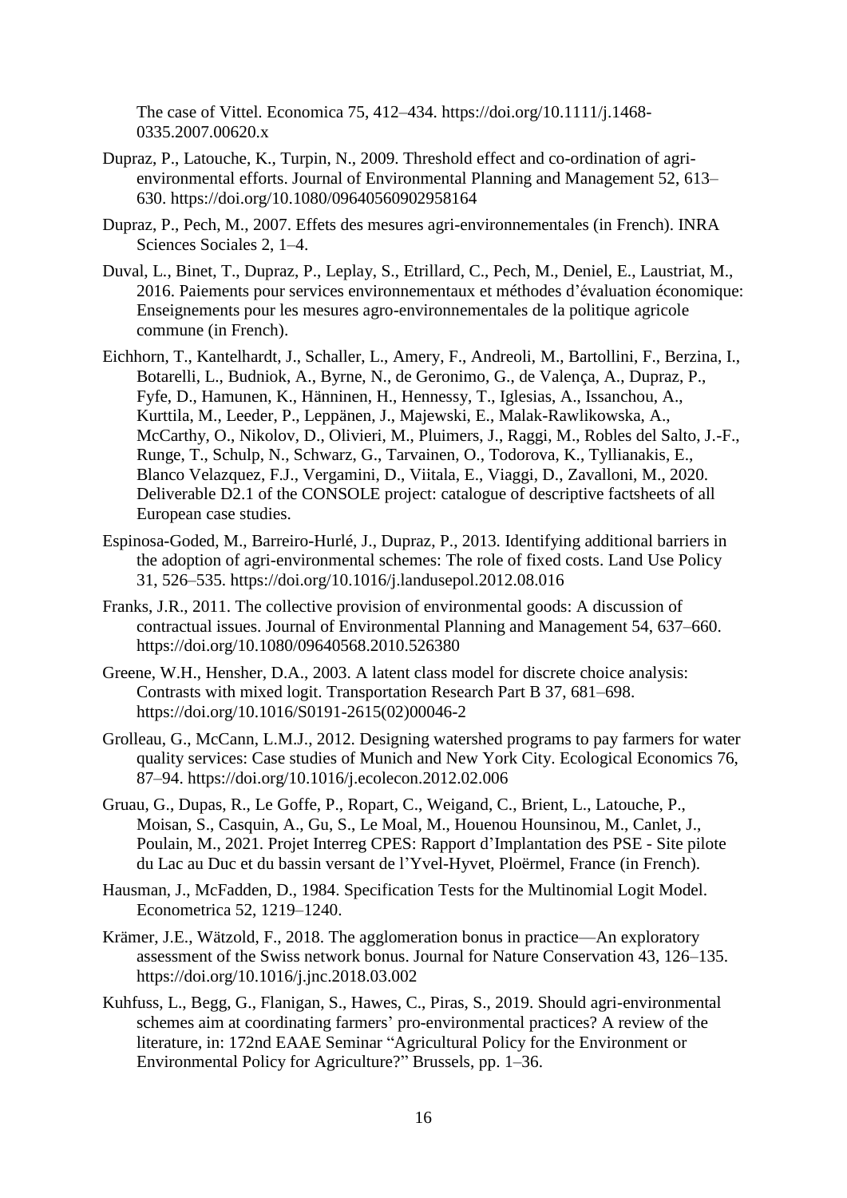The case of Vittel. Economica 75, 412–434. https://doi.org/10.1111/j.1468-0335.2007.00620.x

Dupraz, P., Latouche, K., Turpin, N., 2009. Threshold effect and co-ordination of agri-environmental efforts. Journal of Environmental Planning and Management 52, 613–630. https://doi.org/10.1080/09640560902958164

Dupraz, P., Pech, M., 2007. Effets des mesures agri-environnementales (in French). INRA Sciences Sociales 2, 1–4.

Duval, L., Binet, T., Dupraz, P., Leplay, S., Etrillard, C., Pech, M., Deniel, E., Laustriat, M., 2016. Paiements pour services environnementaux et méthodes d'évaluation économique: Enseignements pour les mesures agro-environnementales de la politique agricole commune (in French).

Eichhorn, T., Kantelhardt, J., Schaller, L., Amery, F., Andreoli, M., Bartollini, F., Berzina, I., Botarelli, L., Budniok, A., Byrne, N., de Geronimo, G., de Valença, A., Dupraz, P., Fyfe, D., Hamunen, K., Hänninen, H., Hennessy, T., Iglesias, A., Issanchou, A., Kurttila, M., Leeder, P., Leppänen, J., Majewski, E., Malak-Rawlikowska, A., McCarthy, O., Nikolov, D., Olivieri, M., Pluimers, J., Raggi, M., Robles del Salto, J.-F., Runge, T., Schulp, N., Schwarz, G., Tarvainen, O., Todorova, K., Tyllianakis, E., Blanco Velazquez, F.J., Vergamini, D., Viitala, E., Viaggi, D., Zavalloni, M., 2020. Deliverable D2.1 of the CONSOLE project: catalogue of descriptive factsheets of all European case studies.

Espinosa-Goded, M., Barreiro-Hurlé, J., Dupraz, P., 2013. Identifying additional barriers in the adoption of agri-environmental schemes: The role of fixed costs. Land Use Policy 31, 526–535. https://doi.org/10.1016/j.landusepol.2012.08.016

Franks, J.R., 2011. The collective provision of environmental goods: A discussion of contractual issues. Journal of Environmental Planning and Management 54, 637–660. https://doi.org/10.1080/09640568.2010.526380

Greene, W.H., Hensher, D.A., 2003. A latent class model for discrete choice analysis: Contrasts with mixed logit. Transportation Research Part B 37, 681–698. https://doi.org/10.1016/S0191-2615(02)00046-2

Grolleau, G., McCann, L.M.J., 2012. Designing watershed programs to pay farmers for water quality services: Case studies of Munich and New York City. Ecological Economics 76, 87–94. https://doi.org/10.1016/j.ecolecon.2012.02.006

Gruau, G., Dupas, R., Le Goffe, P., Ropart, C., Weigand, C., Brient, L., Latouche, P., Moisan, S., Casquin, A., Gu, S., Le Moal, M., Houenou Hounsinou, M., Canlet, J., Poulain, M., 2021. Projet Interreg CPES: Rapport d'Implantation des PSE - Site pilote du Lac au Duc et du bassin versant de l'Yvel-Hyvet, Ploërmel, France (in French).

Hausman, J., McFadden, D., 1984. Specification Tests for the Multinomial Logit Model. Econometrica 52, 1219–1240.

Krämer, J.E., Wätzold, F., 2018. The agglomeration bonus in practice—An exploratory assessment of the Swiss network bonus. Journal for Nature Conservation 43, 126–135. https://doi.org/10.1016/j.jnc.2018.03.002

Kuhfuss, L., Begg, G., Flanigan, S., Hawes, C., Piras, S., 2019. Should agri-environmental schemes aim at coordinating farmers' pro-environmental practices? A review of the literature, in: 172nd EAAE Seminar "Agricultural Policy for the Environment or Environmental Policy for Agriculture?" Brussels, pp. 1–36.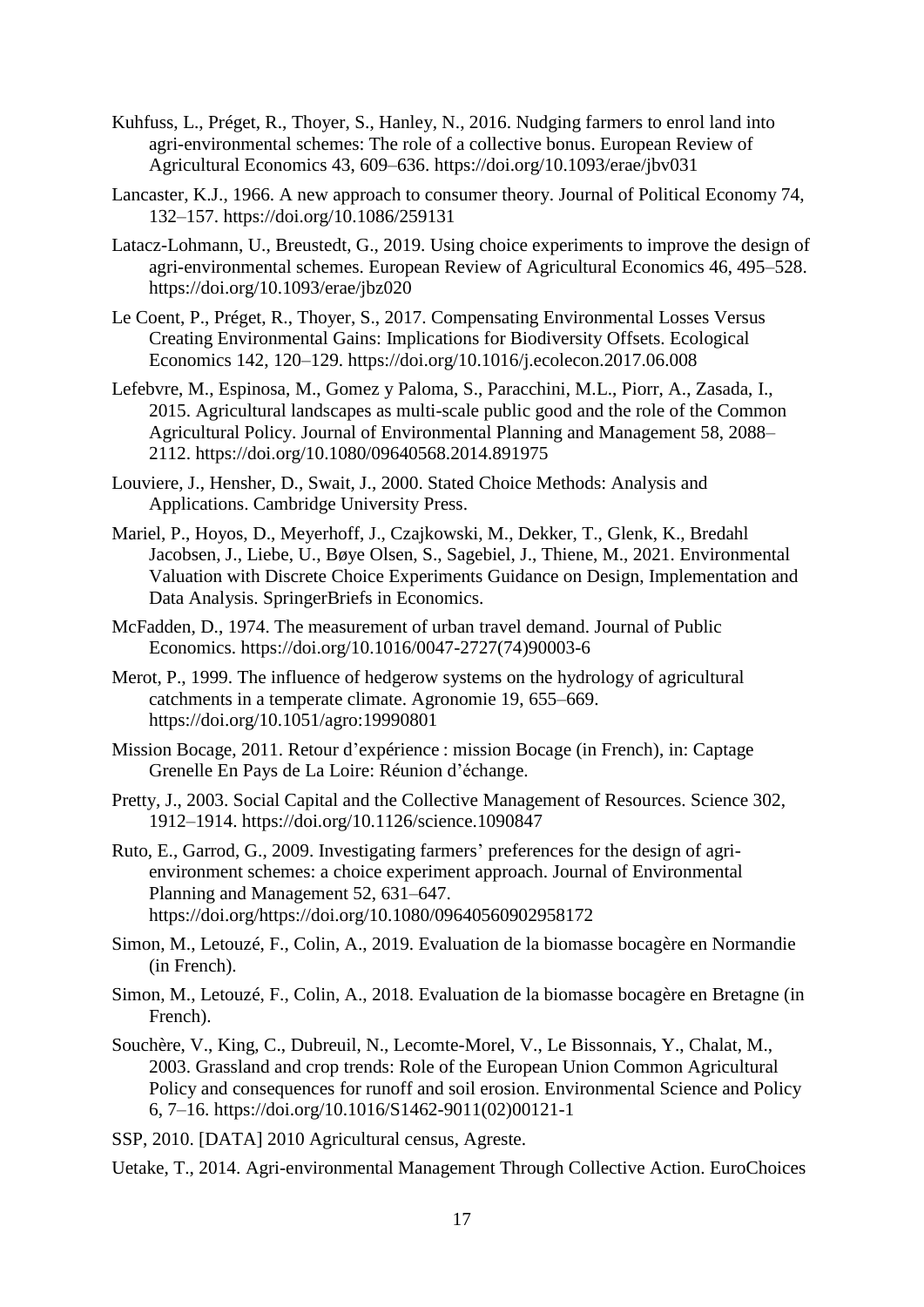Kuhfuss, L., Préget, R., Thoyer, S., Hanley, N., 2016. Nudging farmers to enrol land into agri-environmental schemes: The role of a collective bonus. European Review of Agricultural Economics 43, 609–636. https://doi.org/10.1093/erae/jbv031

Lancaster, K.J., 1966. A new approach to consumer theory. Journal of Political Economy 74, 132–157. https://doi.org/10.1086/259131

Latacz-Lohmann, U., Breustedt, G., 2019. Using choice experiments to improve the design of agri-environmental schemes. European Review of Agricultural Economics 46, 495–528. https://doi.org/10.1093/erae/jbz020

Le Coent, P., Préget, R., Thoyer, S., 2017. Compensating Environmental Losses Versus Creating Environmental Gains: Implications for Biodiversity Offsets. Ecological Economics 142, 120–129. https://doi.org/10.1016/j.ecolecon.2017.06.008

Lefebvre, M., Espinosa, M., Gomez y Paloma, S., Paracchini, M.L., Piorr, A., Zasada, I., 2015. Agricultural landscapes as multi-scale public good and the role of the Common Agricultural Policy. Journal of Environmental Planning and Management 58, 2088–2112. https://doi.org/10.1080/09640568.2014.891975

Louviere, J., Hensher, D., Swait, J., 2000. Stated Choice Methods: Analysis and Applications. Cambridge University Press.

Mariel, P., Hoyos, D., Meyerhoff, J., Czajkowski, M., Dekker, T., Glenk, K., Bredahl Jacobsen, J., Liebe, U., Bøye Olsen, S., Sagebiel, J., Thiene, M., 2021. Environmental Valuation with Discrete Choice Experiments Guidance on Design, Implementation and Data Analysis. SpringerBriefs in Economics.

McFadden, D., 1974. The measurement of urban travel demand. Journal of Public Economics. https://doi.org/10.1016/0047-2727(74)90003-6

Merot, P., 1999. The influence of hedgerow systems on the hydrology of agricultural catchments in a temperate climate. Agronomie 19, 655–669. https://doi.org/10.1051/agro:19990801

Mission Bocage, 2011. Retour d'expérience : mission Bocage (in French), in: Captage Grenelle En Pays de La Loire: Réunion d'échange.

Pretty, J., 2003. Social Capital and the Collective Management of Resources. Science 302, 1912–1914. https://doi.org/10.1126/science.1090847

Ruto, E., Garrod, G., 2009. Investigating farmers' preferences for the design of agri-environment schemes: a choice experiment approach. Journal of Environmental Planning and Management 52, 631–647. https://doi.org/https://doi.org/10.1080/09640560902958172

Simon, M., Letouzé, F., Colin, A., 2019. Evaluation de la biomasse bocagère en Normandie (in French).

Simon, M., Letouzé, F., Colin, A., 2018. Evaluation de la biomasse bocagère en Bretagne (in French).

Souchère, V., King, C., Dubreuil, N., Lecomte-Morel, V., Le Bissonnais, Y., Chalat, M., 2003. Grassland and crop trends: Role of the European Union Common Agricultural Policy and consequences for runoff and soil erosion. Environmental Science and Policy 6, 7–16. https://doi.org/10.1016/S1462-9011(02)00121-1

SSP, 2010. [DATA] 2010 Agricultural census, Agreste.

Uetake, T., 2014. Agri-environmental Management Through Collective Action. EuroChoices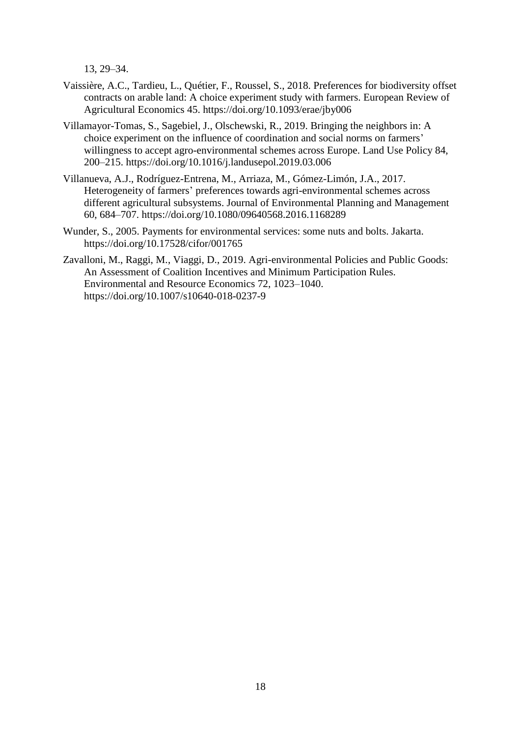13, 29–34.

Vaissière, A.C., Tardieu, L., Quétier, F., Roussel, S., 2018. Preferences for biodiversity offset contracts on arable land: A choice experiment study with farmers. European Review of Agricultural Economics 45. https://doi.org/10.1093/erae/jby006

Villamayor-Tomas, S., Sagebiel, J., Olschewski, R., 2019. Bringing the neighbors in: A choice experiment on the influence of coordination and social norms on farmers' willingness to accept agro-environmental schemes across Europe. Land Use Policy 84, 200–215. https://doi.org/10.1016/j.landusepol.2019.03.006

Villanueva, A.J., Rodríguez-Entrena, M., Arriaza, M., Gómez-Limón, J.A., 2017. Heterogeneity of farmers' preferences towards agri-environmental schemes across different agricultural subsystems. Journal of Environmental Planning and Management 60, 684–707. https://doi.org/10.1080/09640568.2016.1168289

Wunder, S., 2005. Payments for environmental services: some nuts and bolts. Jakarta. https://doi.org/10.17528/cifor/001765

Zavalloni, M., Raggi, M., Viaggi, D., 2019. Agri-environmental Policies and Public Goods: An Assessment of Coalition Incentives and Minimum Participation Rules. Environmental and Resource Economics 72, 1023–1040. https://doi.org/10.1007/s10640-018-0237-9